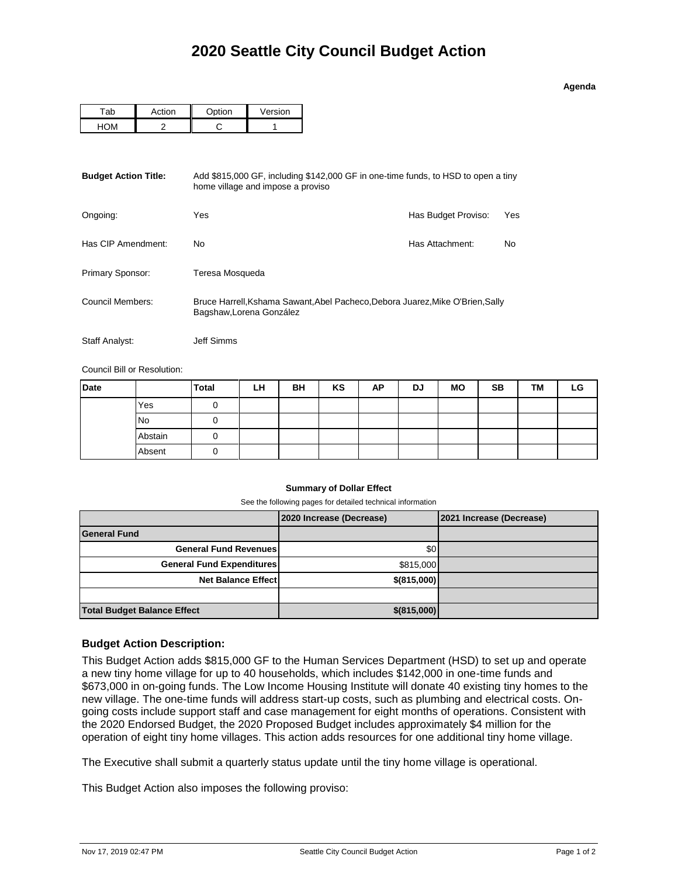# 2020 Seattle City Council Budget Action

**Agenda**

| Tab | Action | Option | Version |
|---|---|---|---|
| HOM | 2 | C | 1 |

**Budget Action Title:** Add $815,000 GF, including $142,000 GF in one-time funds, to HSD to open a tiny home village and impose a proviso

Ongoing: Yes

Has Budget Proviso: Yes

Has CIP Amendment: No

Has Attachment: No

Primary Sponsor: Teresa Mosqueda

Council Members: Bruce Harrell,Kshama Sawant,Abel Pacheco,Debora Juarez,Mike O'Brien,Sally Bagshaw,Lorena González

Staff Analyst: Jeff Simms

Council Bill or Resolution:

| Date | | Total | LH | BH | KS | AP | DJ | MO | SB | TM | LG |
|---|---|---|---|---|---|---|---|---|---|---|---|
| | Yes | 0 | | | | | | | | | |
| | No | 0 | | | | | | | | | |
| | Abstain | 0 | | | | | | | | | |
| | Absent | 0 | | | | | | | | | |

**Summary of Dollar Effect**

See the following pages for detailed technical information

| | 2020 Increase (Decrease) | 2021 Increase (Decrease) |
|---|---|---|
| **General Fund** | | |
| **General Fund Revenues** | $0 | |
| **General Fund Expenditures** | $815,000 | |
| **Net Balance Effect** | **$(815,000)** | |
| | | |
| **Total Budget Balance Effect** | **$(815,000)** | |

### Budget Action Description:

This Budget Action adds $815,000 GF to the Human Services Department (HSD) to set up and operate a new tiny home village for up to 40 households, which includes $142,000 in one-time funds and $673,000 in on-going funds. The Low Income Housing Institute will donate 40 existing tiny homes to the new village. The one-time funds will address start-up costs, such as plumbing and electrical costs. On-going costs include support staff and case management for eight months of operations. Consistent with the 2020 Endorsed Budget, the 2020 Proposed Budget includes approximately $4 million for the operation of eight tiny home villages. This action adds resources for one additional tiny home village.

The Executive shall submit a quarterly status update until the tiny home village is operational.

This Budget Action also imposes the following proviso: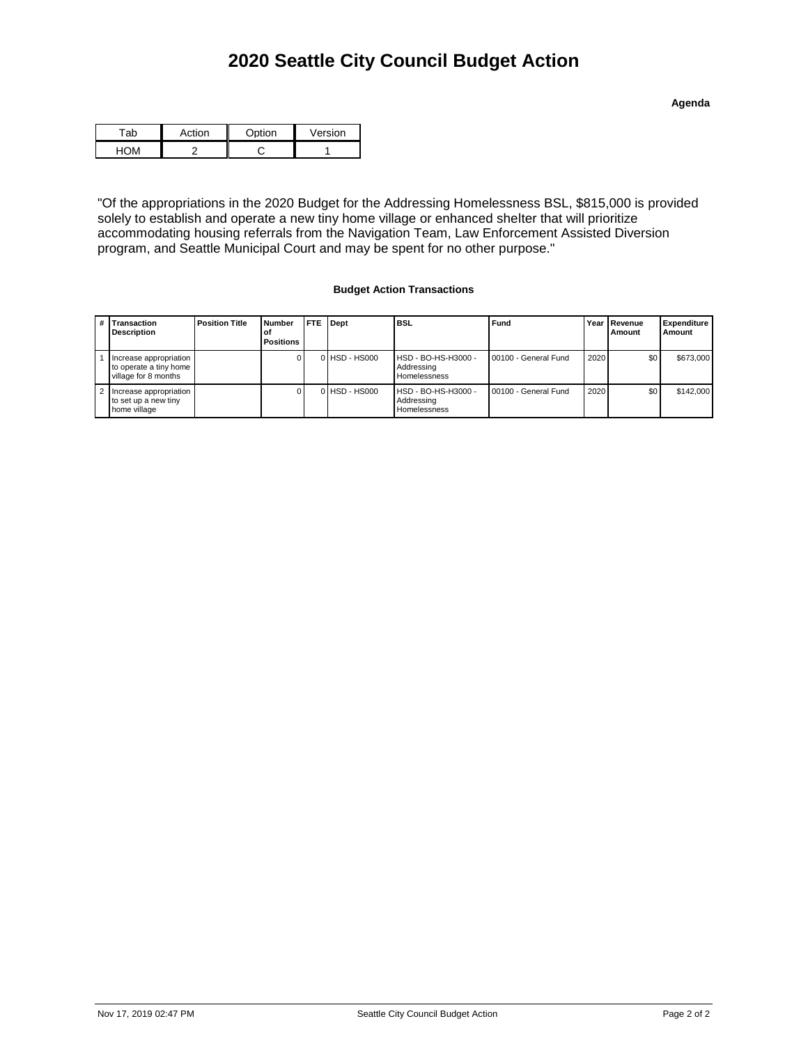# 2020 Seattle City Council Budget Action

**Agenda**

| Tab | Action | Option | Version |
|---|---|---|---|
| HOM | 2 | C | 1 |

"Of the appropriations in the 2020 Budget for the Addressing Homelessness BSL, $815,000 is provided solely to establish and operate a new tiny home village or enhanced shelter that will prioritize accommodating housing referrals from the Navigation Team, Law Enforcement Assisted Diversion program, and Seattle Municipal Court and may be spent for no other purpose."

**Budget Action Transactions**

| # | Transaction Description | Position Title | Number of Positions | FTE | Dept | BSL | Fund | Year | Revenue Amount | Expenditure Amount |
|---|---|---|---|---|---|---|---|---|---|---|
| 1 | Increase appropriation to operate a tiny home village for 8 months | | 0 | 0 | HSD - HS000 | HSD - BO-HS-H3000 - Addressing Homelessness | 00100 - General Fund | 2020 | $0 | $673,000 |
| 2 | Increase appropriation to set up a new tiny home village | | 0 | 0 | HSD - HS000 | HSD - BO-HS-H3000 - Addressing Homelessness | 00100 - General Fund | 2020 | $0 | $142,000 |